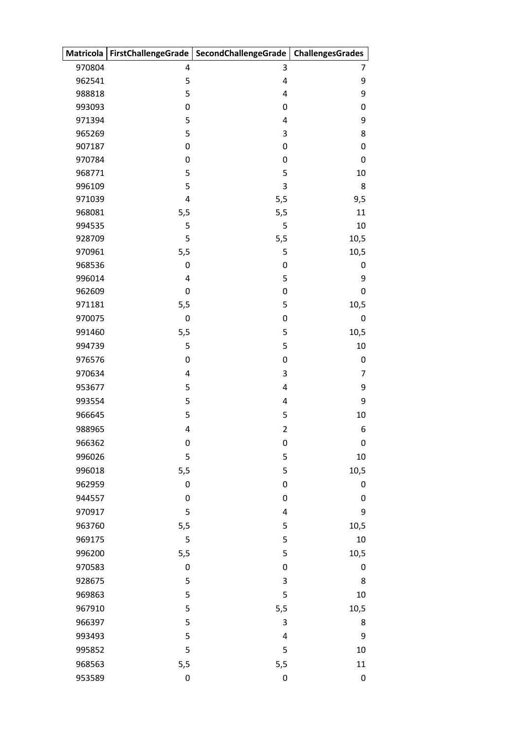| Matricola | FirstChallengeGrade | SecondChallengeGrade | ChallengesGrades |
|---|---|---|---|
| 970804 | 4 | 3 | 7 |
| 962541 | 5 | 4 | 9 |
| 988818 | 5 | 4 | 9 |
| 993093 | 0 | 0 | 0 |
| 971394 | 5 | 4 | 9 |
| 965269 | 5 | 3 | 8 |
| 907187 | 0 | 0 | 0 |
| 970784 | 0 | 0 | 0 |
| 968771 | 5 | 5 | 10 |
| 996109 | 5 | 3 | 8 |
| 971039 | 4 | 5,5 | 9,5 |
| 968081 | 5,5 | 5,5 | 11 |
| 994535 | 5 | 5 | 10 |
| 928709 | 5 | 5,5 | 10,5 |
| 970961 | 5,5 | 5 | 10,5 |
| 968536 | 0 | 0 | 0 |
| 996014 | 4 | 5 | 9 |
| 962609 | 0 | 0 | 0 |
| 971181 | 5,5 | 5 | 10,5 |
| 970075 | 0 | 0 | 0 |
| 991460 | 5,5 | 5 | 10,5 |
| 994739 | 5 | 5 | 10 |
| 976576 | 0 | 0 | 0 |
| 970634 | 4 | 3 | 7 |
| 953677 | 5 | 4 | 9 |
| 993554 | 5 | 4 | 9 |
| 966645 | 5 | 5 | 10 |
| 988965 | 4 | 2 | 6 |
| 966362 | 0 | 0 | 0 |
| 996026 | 5 | 5 | 10 |
| 996018 | 5,5 | 5 | 10,5 |
| 962959 | 0 | 0 | 0 |
| 944557 | 0 | 0 | 0 |
| 970917 | 5 | 4 | 9 |
| 963760 | 5,5 | 5 | 10,5 |
| 969175 | 5 | 5 | 10 |
| 996200 | 5,5 | 5 | 10,5 |
| 970583 | 0 | 0 | 0 |
| 928675 | 5 | 3 | 8 |
| 969863 | 5 | 5 | 10 |
| 967910 | 5 | 5,5 | 10,5 |
| 966397 | 5 | 3 | 8 |
| 993493 | 5 | 4 | 9 |
| 995852 | 5 | 5 | 10 |
| 968563 | 5,5 | 5,5 | 11 |
| 953589 | 0 | 0 | 0 |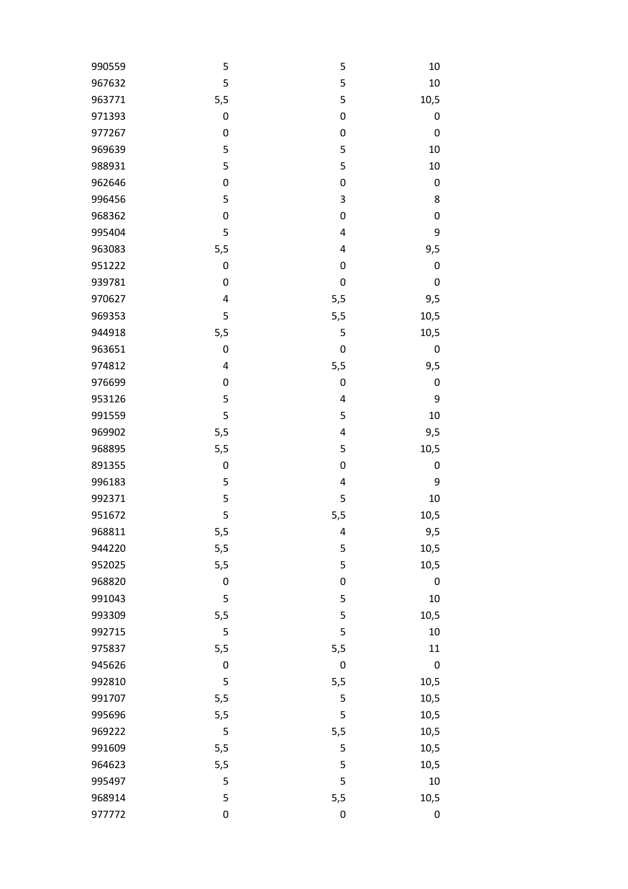| | | | |
|---|---|---|---|
| 990559 | 5 | 5 | 10 |
| 967632 | 5 | 5 | 10 |
| 963771 | 5,5 | 5 | 10,5 |
| 971393 | 0 | 0 | 0 |
| 977267 | 0 | 0 | 0 |
| 969639 | 5 | 5 | 10 |
| 988931 | 5 | 5 | 10 |
| 962646 | 0 | 0 | 0 |
| 996456 | 5 | 3 | 8 |
| 968362 | 0 | 0 | 0 |
| 995404 | 5 | 4 | 9 |
| 963083 | 5,5 | 4 | 9,5 |
| 951222 | 0 | 0 | 0 |
| 939781 | 0 | 0 | 0 |
| 970627 | 4 | 5,5 | 9,5 |
| 969353 | 5 | 5,5 | 10,5 |
| 944918 | 5,5 | 5 | 10,5 |
| 963651 | 0 | 0 | 0 |
| 974812 | 4 | 5,5 | 9,5 |
| 976699 | 0 | 0 | 0 |
| 953126 | 5 | 4 | 9 |
| 991559 | 5 | 5 | 10 |
| 969902 | 5,5 | 4 | 9,5 |
| 968895 | 5,5 | 5 | 10,5 |
| 891355 | 0 | 0 | 0 |
| 996183 | 5 | 4 | 9 |
| 992371 | 5 | 5 | 10 |
| 951672 | 5 | 5,5 | 10,5 |
| 968811 | 5,5 | 4 | 9,5 |
| 944220 | 5,5 | 5 | 10,5 |
| 952025 | 5,5 | 5 | 10,5 |
| 968820 | 0 | 0 | 0 |
| 991043 | 5 | 5 | 10 |
| 993309 | 5,5 | 5 | 10,5 |
| 992715 | 5 | 5 | 10 |
| 975837 | 5,5 | 5,5 | 11 |
| 945626 | 0 | 0 | 0 |
| 992810 | 5 | 5,5 | 10,5 |
| 991707 | 5,5 | 5 | 10,5 |
| 995696 | 5,5 | 5 | 10,5 |
| 969222 | 5 | 5,5 | 10,5 |
| 991609 | 5,5 | 5 | 10,5 |
| 964623 | 5,5 | 5 | 10,5 |
| 995497 | 5 | 5 | 10 |
| 968914 | 5 | 5,5 | 10,5 |
| 977772 | 0 | 0 | 0 |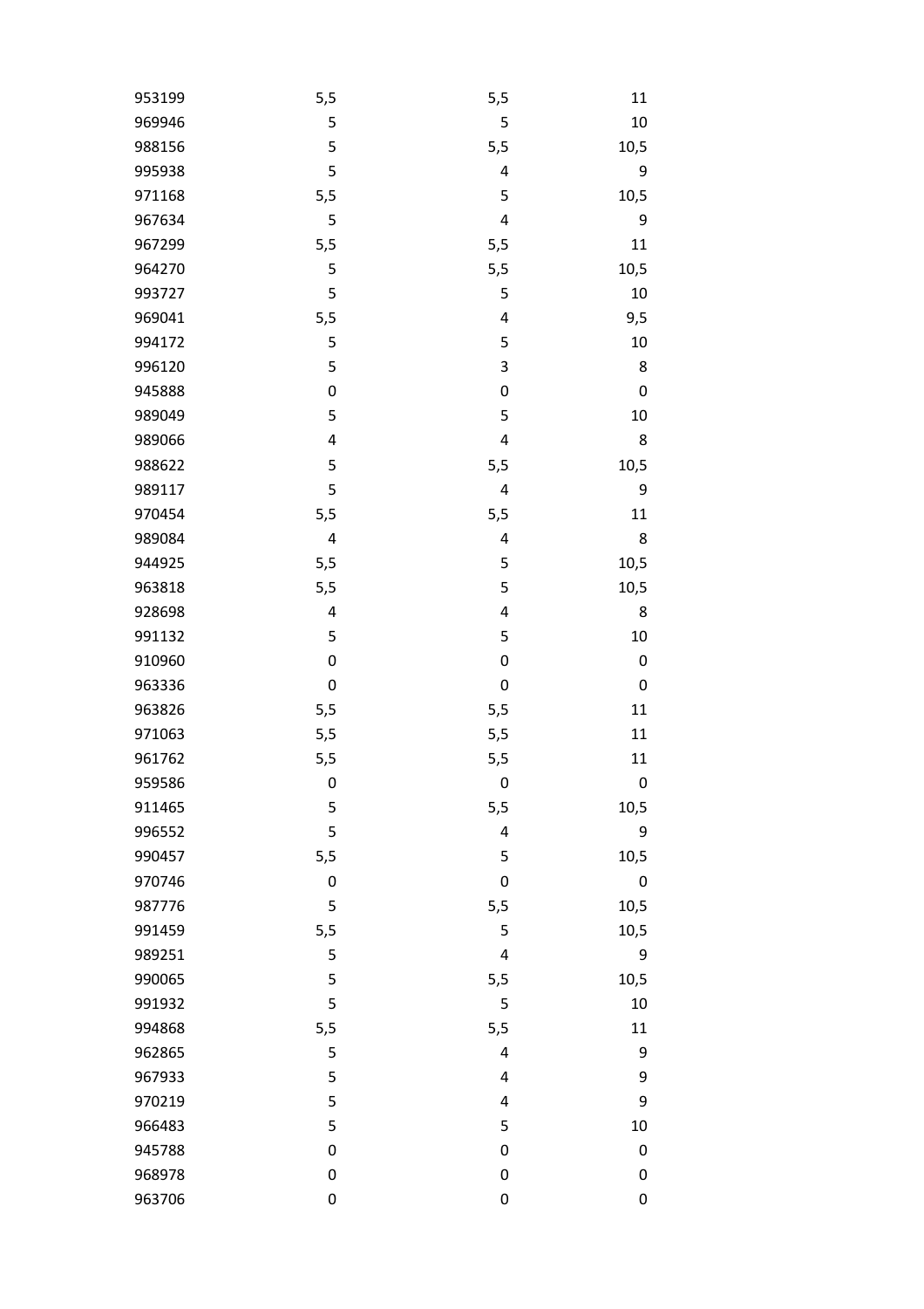| | | | |
|---|---|---|---|
| 953199 | 5,5 | 5,5 | 11 |
| 969946 | 5 | 5 | 10 |
| 988156 | 5 | 5,5 | 10,5 |
| 995938 | 5 | 4 | 9 |
| 971168 | 5,5 | 5 | 10,5 |
| 967634 | 5 | 4 | 9 |
| 967299 | 5,5 | 5,5 | 11 |
| 964270 | 5 | 5,5 | 10,5 |
| 993727 | 5 | 5 | 10 |
| 969041 | 5,5 | 4 | 9,5 |
| 994172 | 5 | 5 | 10 |
| 996120 | 5 | 3 | 8 |
| 945888 | 0 | 0 | 0 |
| 989049 | 5 | 5 | 10 |
| 989066 | 4 | 4 | 8 |
| 988622 | 5 | 5,5 | 10,5 |
| 989117 | 5 | 4 | 9 |
| 970454 | 5,5 | 5,5 | 11 |
| 989084 | 4 | 4 | 8 |
| 944925 | 5,5 | 5 | 10,5 |
| 963818 | 5,5 | 5 | 10,5 |
| 928698 | 4 | 4 | 8 |
| 991132 | 5 | 5 | 10 |
| 910960 | 0 | 0 | 0 |
| 963336 | 0 | 0 | 0 |
| 963826 | 5,5 | 5,5 | 11 |
| 971063 | 5,5 | 5,5 | 11 |
| 961762 | 5,5 | 5,5 | 11 |
| 959586 | 0 | 0 | 0 |
| 911465 | 5 | 5,5 | 10,5 |
| 996552 | 5 | 4 | 9 |
| 990457 | 5,5 | 5 | 10,5 |
| 970746 | 0 | 0 | 0 |
| 987776 | 5 | 5,5 | 10,5 |
| 991459 | 5,5 | 5 | 10,5 |
| 989251 | 5 | 4 | 9 |
| 990065 | 5 | 5,5 | 10,5 |
| 991932 | 5 | 5 | 10 |
| 994868 | 5,5 | 5,5 | 11 |
| 962865 | 5 | 4 | 9 |
| 967933 | 5 | 4 | 9 |
| 970219 | 5 | 4 | 9 |
| 966483 | 5 | 5 | 10 |
| 945788 | 0 | 0 | 0 |
| 968978 | 0 | 0 | 0 |
| 963706 | 0 | 0 | 0 |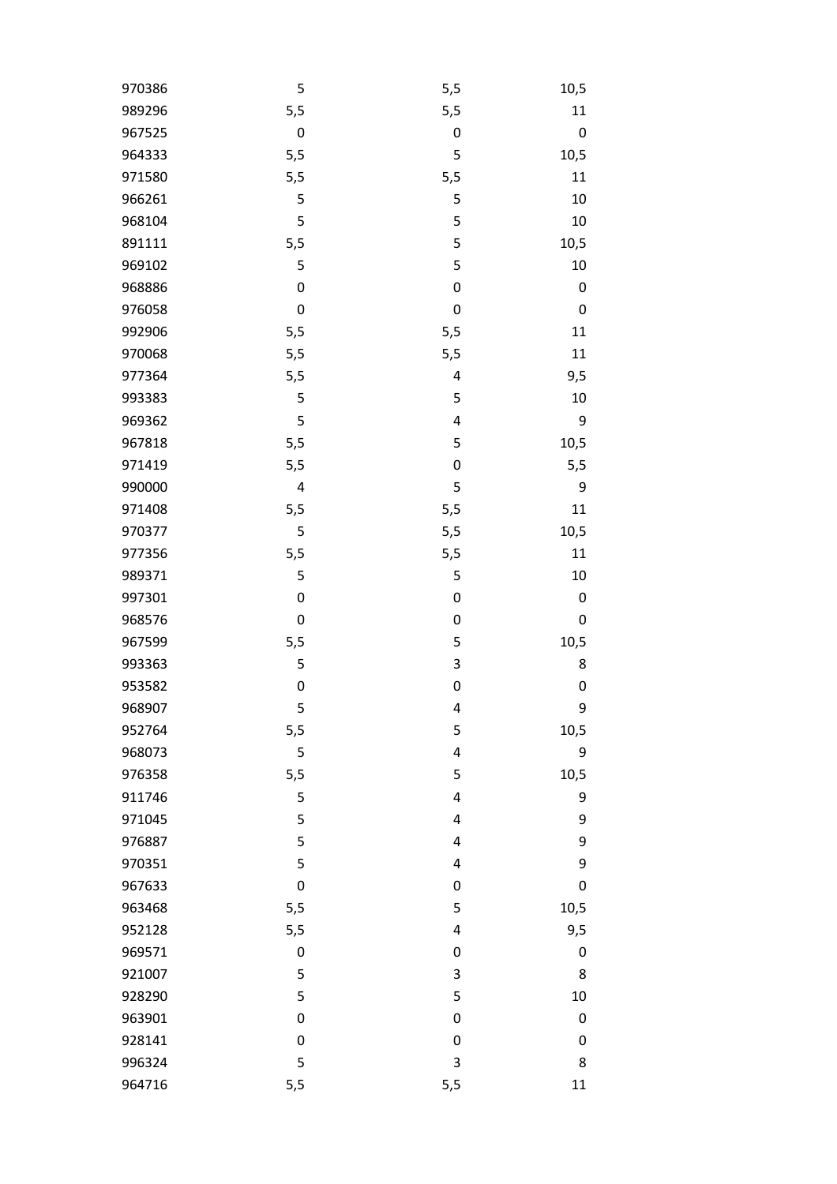| | | | |
|---|---|---|---|
| 970386 | 5 | 5,5 | 10,5 |
| 989296 | 5,5 | 5,5 | 11 |
| 967525 | 0 | 0 | 0 |
| 964333 | 5,5 | 5 | 10,5 |
| 971580 | 5,5 | 5,5 | 11 |
| 966261 | 5 | 5 | 10 |
| 968104 | 5 | 5 | 10 |
| 891111 | 5,5 | 5 | 10,5 |
| 969102 | 5 | 5 | 10 |
| 968886 | 0 | 0 | 0 |
| 976058 | 0 | 0 | 0 |
| 992906 | 5,5 | 5,5 | 11 |
| 970068 | 5,5 | 5,5 | 11 |
| 977364 | 5,5 | 4 | 9,5 |
| 993383 | 5 | 5 | 10 |
| 969362 | 5 | 4 | 9 |
| 967818 | 5,5 | 5 | 10,5 |
| 971419 | 5,5 | 0 | 5,5 |
| 990000 | 4 | 5 | 9 |
| 971408 | 5,5 | 5,5 | 11 |
| 970377 | 5 | 5,5 | 10,5 |
| 977356 | 5,5 | 5,5 | 11 |
| 989371 | 5 | 5 | 10 |
| 997301 | 0 | 0 | 0 |
| 968576 | 0 | 0 | 0 |
| 967599 | 5,5 | 5 | 10,5 |
| 993363 | 5 | 3 | 8 |
| 953582 | 0 | 0 | 0 |
| 968907 | 5 | 4 | 9 |
| 952764 | 5,5 | 5 | 10,5 |
| 968073 | 5 | 4 | 9 |
| 976358 | 5,5 | 5 | 10,5 |
| 911746 | 5 | 4 | 9 |
| 971045 | 5 | 4 | 9 |
| 976887 | 5 | 4 | 9 |
| 970351 | 5 | 4 | 9 |
| 967633 | 0 | 0 | 0 |
| 963468 | 5,5 | 5 | 10,5 |
| 952128 | 5,5 | 4 | 9,5 |
| 969571 | 0 | 0 | 0 |
| 921007 | 5 | 3 | 8 |
| 928290 | 5 | 5 | 10 |
| 963901 | 0 | 0 | 0 |
| 928141 | 0 | 0 | 0 |
| 996324 | 5 | 3 | 8 |
| 964716 | 5,5 | 5,5 | 11 |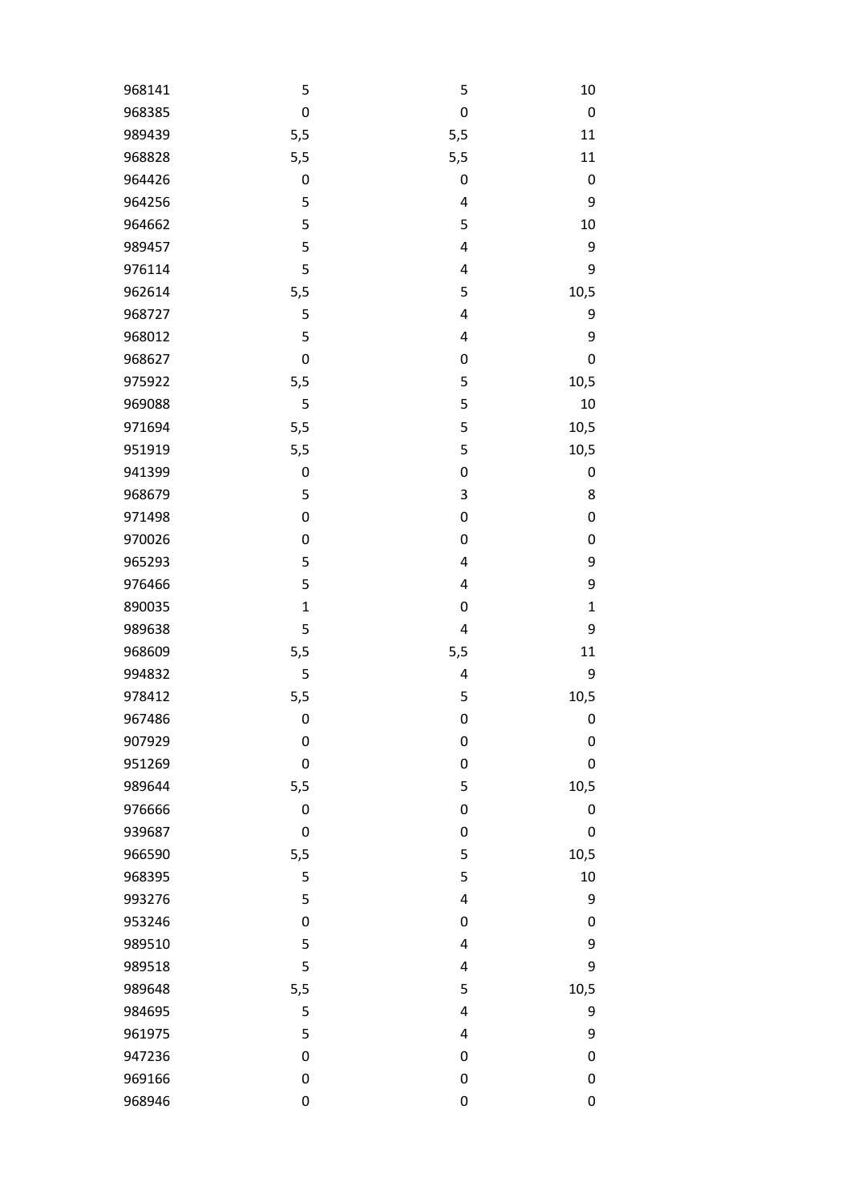| | | | |
|---|---|---|---|
| 968141 | 5 | 5 | 10 |
| 968385 | 0 | 0 | 0 |
| 989439 | 5,5 | 5,5 | 11 |
| 968828 | 5,5 | 5,5 | 11 |
| 964426 | 0 | 0 | 0 |
| 964256 | 5 | 4 | 9 |
| 964662 | 5 | 5 | 10 |
| 989457 | 5 | 4 | 9 |
| 976114 | 5 | 4 | 9 |
| 962614 | 5,5 | 5 | 10,5 |
| 968727 | 5 | 4 | 9 |
| 968012 | 5 | 4 | 9 |
| 968627 | 0 | 0 | 0 |
| 975922 | 5,5 | 5 | 10,5 |
| 969088 | 5 | 5 | 10 |
| 971694 | 5,5 | 5 | 10,5 |
| 951919 | 5,5 | 5 | 10,5 |
| 941399 | 0 | 0 | 0 |
| 968679 | 5 | 3 | 8 |
| 971498 | 0 | 0 | 0 |
| 970026 | 0 | 0 | 0 |
| 965293 | 5 | 4 | 9 |
| 976466 | 5 | 4 | 9 |
| 890035 | 1 | 0 | 1 |
| 989638 | 5 | 4 | 9 |
| 968609 | 5,5 | 5,5 | 11 |
| 994832 | 5 | 4 | 9 |
| 978412 | 5,5 | 5 | 10,5 |
| 967486 | 0 | 0 | 0 |
| 907929 | 0 | 0 | 0 |
| 951269 | 0 | 0 | 0 |
| 989644 | 5,5 | 5 | 10,5 |
| 976666 | 0 | 0 | 0 |
| 939687 | 0 | 0 | 0 |
| 966590 | 5,5 | 5 | 10,5 |
| 968395 | 5 | 5 | 10 |
| 993276 | 5 | 4 | 9 |
| 953246 | 0 | 0 | 0 |
| 989510 | 5 | 4 | 9 |
| 989518 | 5 | 4 | 9 |
| 989648 | 5,5 | 5 | 10,5 |
| 984695 | 5 | 4 | 9 |
| 961975 | 5 | 4 | 9 |
| 947236 | 0 | 0 | 0 |
| 969166 | 0 | 0 | 0 |
| 968946 | 0 | 0 | 0 |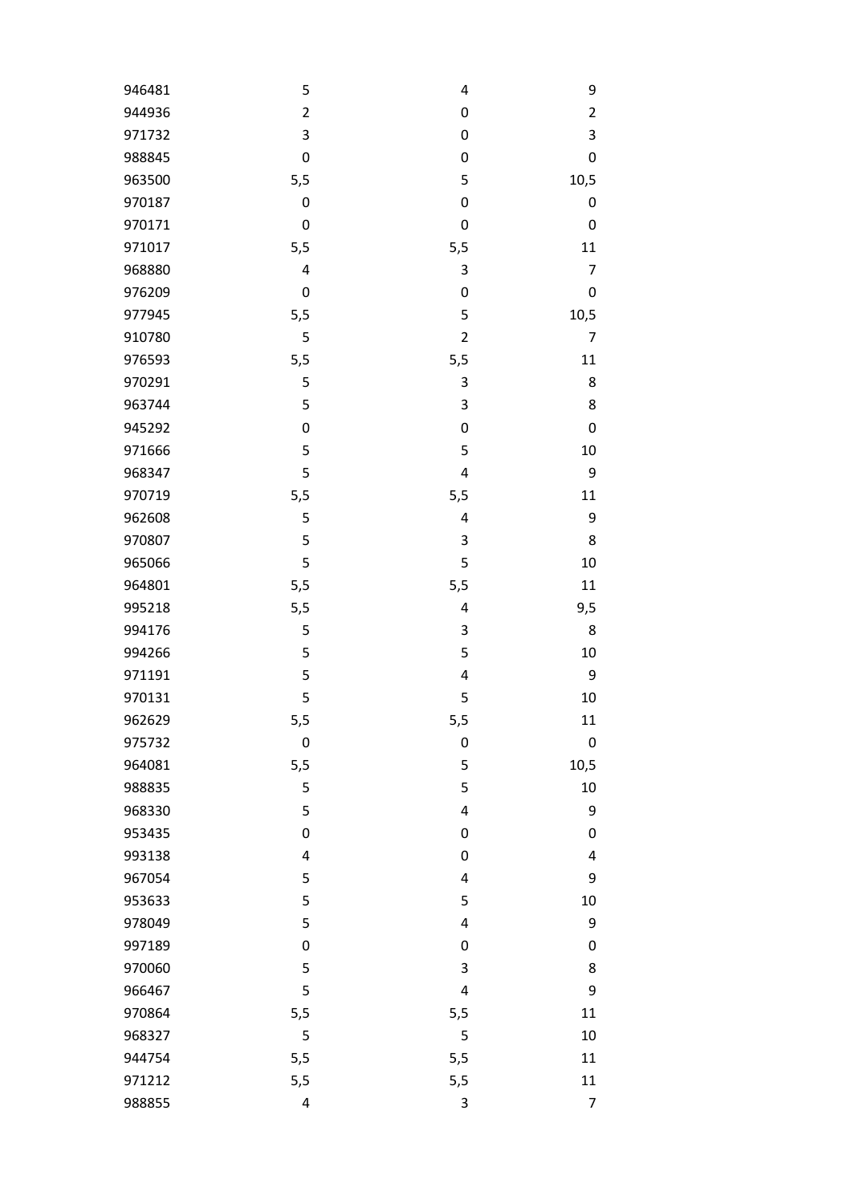| | | | |
|---|---|---|---|
| 946481 | 5 | 4 | 9 |
| 944936 | 2 | 0 | 2 |
| 971732 | 3 | 0 | 3 |
| 988845 | 0 | 0 | 0 |
| 963500 | 5,5 | 5 | 10,5 |
| 970187 | 0 | 0 | 0 |
| 970171 | 0 | 0 | 0 |
| 971017 | 5,5 | 5,5 | 11 |
| 968880 | 4 | 3 | 7 |
| 976209 | 0 | 0 | 0 |
| 977945 | 5,5 | 5 | 10,5 |
| 910780 | 5 | 2 | 7 |
| 976593 | 5,5 | 5,5 | 11 |
| 970291 | 5 | 3 | 8 |
| 963744 | 5 | 3 | 8 |
| 945292 | 0 | 0 | 0 |
| 971666 | 5 | 5 | 10 |
| 968347 | 5 | 4 | 9 |
| 970719 | 5,5 | 5,5 | 11 |
| 962608 | 5 | 4 | 9 |
| 970807 | 5 | 3 | 8 |
| 965066 | 5 | 5 | 10 |
| 964801 | 5,5 | 5,5 | 11 |
| 995218 | 5,5 | 4 | 9,5 |
| 994176 | 5 | 3 | 8 |
| 994266 | 5 | 5 | 10 |
| 971191 | 5 | 4 | 9 |
| 970131 | 5 | 5 | 10 |
| 962629 | 5,5 | 5,5 | 11 |
| 975732 | 0 | 0 | 0 |
| 964081 | 5,5 | 5 | 10,5 |
| 988835 | 5 | 5 | 10 |
| 968330 | 5 | 4 | 9 |
| 953435 | 0 | 0 | 0 |
| 993138 | 4 | 0 | 4 |
| 967054 | 5 | 4 | 9 |
| 953633 | 5 | 5 | 10 |
| 978049 | 5 | 4 | 9 |
| 997189 | 0 | 0 | 0 |
| 970060 | 5 | 3 | 8 |
| 966467 | 5 | 4 | 9 |
| 970864 | 5,5 | 5,5 | 11 |
| 968327 | 5 | 5 | 10 |
| 944754 | 5,5 | 5,5 | 11 |
| 971212 | 5,5 | 5,5 | 11 |
| 988855 | 4 | 3 | 7 |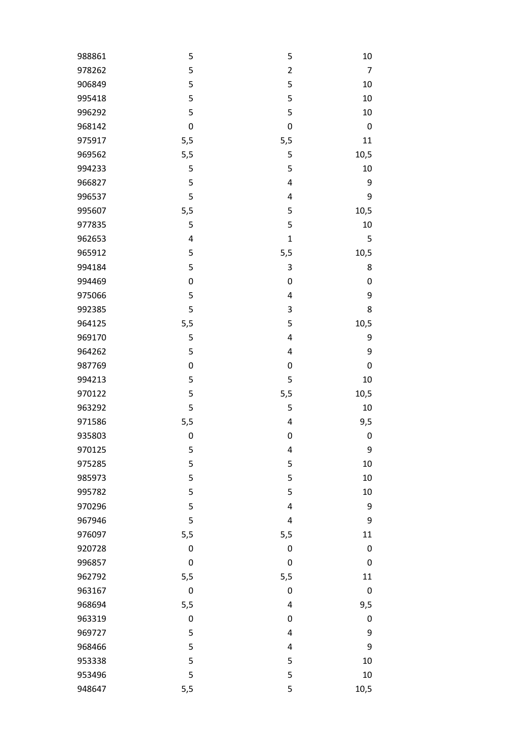| | | | |
|---|---|---|---|
| 988861 | 5 | 5 | 10 |
| 978262 | 5 | 2 | 7 |
| 906849 | 5 | 5 | 10 |
| 995418 | 5 | 5 | 10 |
| 996292 | 5 | 5 | 10 |
| 968142 | 0 | 0 | 0 |
| 975917 | 5,5 | 5,5 | 11 |
| 969562 | 5,5 | 5 | 10,5 |
| 994233 | 5 | 5 | 10 |
| 966827 | 5 | 4 | 9 |
| 996537 | 5 | 4 | 9 |
| 995607 | 5,5 | 5 | 10,5 |
| 977835 | 5 | 5 | 10 |
| 962653 | 4 | 1 | 5 |
| 965912 | 5 | 5,5 | 10,5 |
| 994184 | 5 | 3 | 8 |
| 994469 | 0 | 0 | 0 |
| 975066 | 5 | 4 | 9 |
| 992385 | 5 | 3 | 8 |
| 964125 | 5,5 | 5 | 10,5 |
| 969170 | 5 | 4 | 9 |
| 964262 | 5 | 4 | 9 |
| 987769 | 0 | 0 | 0 |
| 994213 | 5 | 5 | 10 |
| 970122 | 5 | 5,5 | 10,5 |
| 963292 | 5 | 5 | 10 |
| 971586 | 5,5 | 4 | 9,5 |
| 935803 | 0 | 0 | 0 |
| 970125 | 5 | 4 | 9 |
| 975285 | 5 | 5 | 10 |
| 985973 | 5 | 5 | 10 |
| 995782 | 5 | 5 | 10 |
| 970296 | 5 | 4 | 9 |
| 967946 | 5 | 4 | 9 |
| 976097 | 5,5 | 5,5 | 11 |
| 920728 | 0 | 0 | 0 |
| 996857 | 0 | 0 | 0 |
| 962792 | 5,5 | 5,5 | 11 |
| 963167 | 0 | 0 | 0 |
| 968694 | 5,5 | 4 | 9,5 |
| 963319 | 0 | 0 | 0 |
| 969727 | 5 | 4 | 9 |
| 968466 | 5 | 4 | 9 |
| 953338 | 5 | 5 | 10 |
| 953496 | 5 | 5 | 10 |
| 948647 | 5,5 | 5 | 10,5 |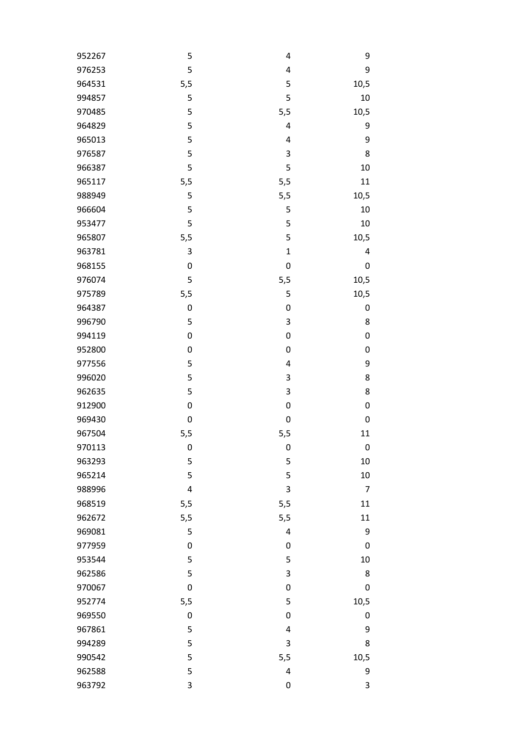| | | | |
|---|---|---|---|
| 952267 | 5 | 4 | 9 |
| 976253 | 5 | 4 | 9 |
| 964531 | 5,5 | 5 | 10,5 |
| 994857 | 5 | 5 | 10 |
| 970485 | 5 | 5,5 | 10,5 |
| 964829 | 5 | 4 | 9 |
| 965013 | 5 | 4 | 9 |
| 976587 | 5 | 3 | 8 |
| 966387 | 5 | 5 | 10 |
| 965117 | 5,5 | 5,5 | 11 |
| 988949 | 5 | 5,5 | 10,5 |
| 966604 | 5 | 5 | 10 |
| 953477 | 5 | 5 | 10 |
| 965807 | 5,5 | 5 | 10,5 |
| 963781 | 3 | 1 | 4 |
| 968155 | 0 | 0 | 0 |
| 976074 | 5 | 5,5 | 10,5 |
| 975789 | 5,5 | 5 | 10,5 |
| 964387 | 0 | 0 | 0 |
| 996790 | 5 | 3 | 8 |
| 994119 | 0 | 0 | 0 |
| 952800 | 0 | 0 | 0 |
| 977556 | 5 | 4 | 9 |
| 996020 | 5 | 3 | 8 |
| 962635 | 5 | 3 | 8 |
| 912900 | 0 | 0 | 0 |
| 969430 | 0 | 0 | 0 |
| 967504 | 5,5 | 5,5 | 11 |
| 970113 | 0 | 0 | 0 |
| 963293 | 5 | 5 | 10 |
| 965214 | 5 | 5 | 10 |
| 988996 | 4 | 3 | 7 |
| 968519 | 5,5 | 5,5 | 11 |
| 962672 | 5,5 | 5,5 | 11 |
| 969081 | 5 | 4 | 9 |
| 977959 | 0 | 0 | 0 |
| 953544 | 5 | 5 | 10 |
| 962586 | 5 | 3 | 8 |
| 970067 | 0 | 0 | 0 |
| 952774 | 5,5 | 5 | 10,5 |
| 969550 | 0 | 0 | 0 |
| 967861 | 5 | 4 | 9 |
| 994289 | 5 | 3 | 8 |
| 990542 | 5 | 5,5 | 10,5 |
| 962588 | 5 | 4 | 9 |
| 963792 | 3 | 0 | 3 |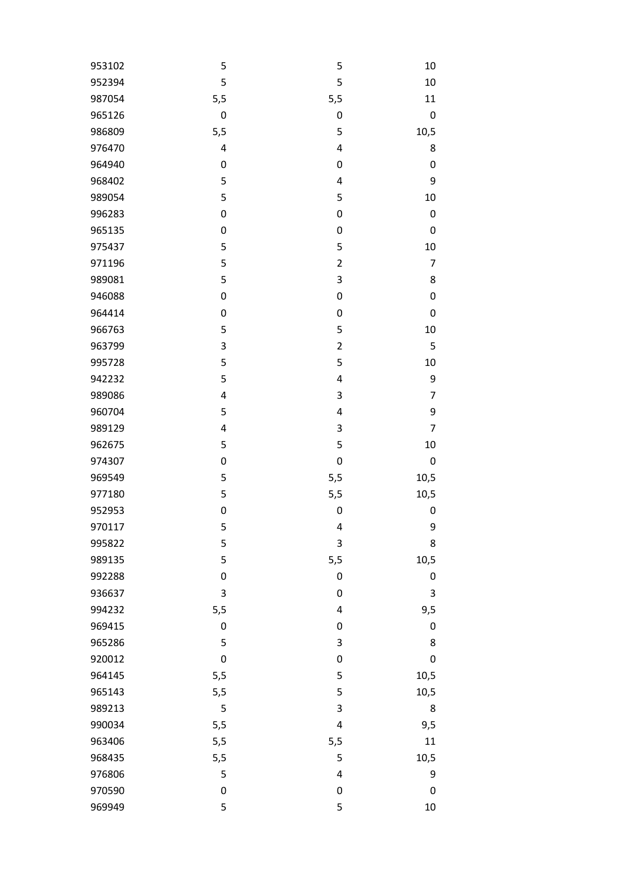| | | | |
|---|---|---|---|
| 953102 | 5 | 5 | 10 |
| 952394 | 5 | 5 | 10 |
| 987054 | 5,5 | 5,5 | 11 |
| 965126 | 0 | 0 | 0 |
| 986809 | 5,5 | 5 | 10,5 |
| 976470 | 4 | 4 | 8 |
| 964940 | 0 | 0 | 0 |
| 968402 | 5 | 4 | 9 |
| 989054 | 5 | 5 | 10 |
| 996283 | 0 | 0 | 0 |
| 965135 | 0 | 0 | 0 |
| 975437 | 5 | 5 | 10 |
| 971196 | 5 | 2 | 7 |
| 989081 | 5 | 3 | 8 |
| 946088 | 0 | 0 | 0 |
| 964414 | 0 | 0 | 0 |
| 966763 | 5 | 5 | 10 |
| 963799 | 3 | 2 | 5 |
| 995728 | 5 | 5 | 10 |
| 942232 | 5 | 4 | 9 |
| 989086 | 4 | 3 | 7 |
| 960704 | 5 | 4 | 9 |
| 989129 | 4 | 3 | 7 |
| 962675 | 5 | 5 | 10 |
| 974307 | 0 | 0 | 0 |
| 969549 | 5 | 5,5 | 10,5 |
| 977180 | 5 | 5,5 | 10,5 |
| 952953 | 0 | 0 | 0 |
| 970117 | 5 | 4 | 9 |
| 995822 | 5 | 3 | 8 |
| 989135 | 5 | 5,5 | 10,5 |
| 992288 | 0 | 0 | 0 |
| 936637 | 3 | 0 | 3 |
| 994232 | 5,5 | 4 | 9,5 |
| 969415 | 0 | 0 | 0 |
| 965286 | 5 | 3 | 8 |
| 920012 | 0 | 0 | 0 |
| 964145 | 5,5 | 5 | 10,5 |
| 965143 | 5,5 | 5 | 10,5 |
| 989213 | 5 | 3 | 8 |
| 990034 | 5,5 | 4 | 9,5 |
| 963406 | 5,5 | 5,5 | 11 |
| 968435 | 5,5 | 5 | 10,5 |
| 976806 | 5 | 4 | 9 |
| 970590 | 0 | 0 | 0 |
| 969949 | 5 | 5 | 10 |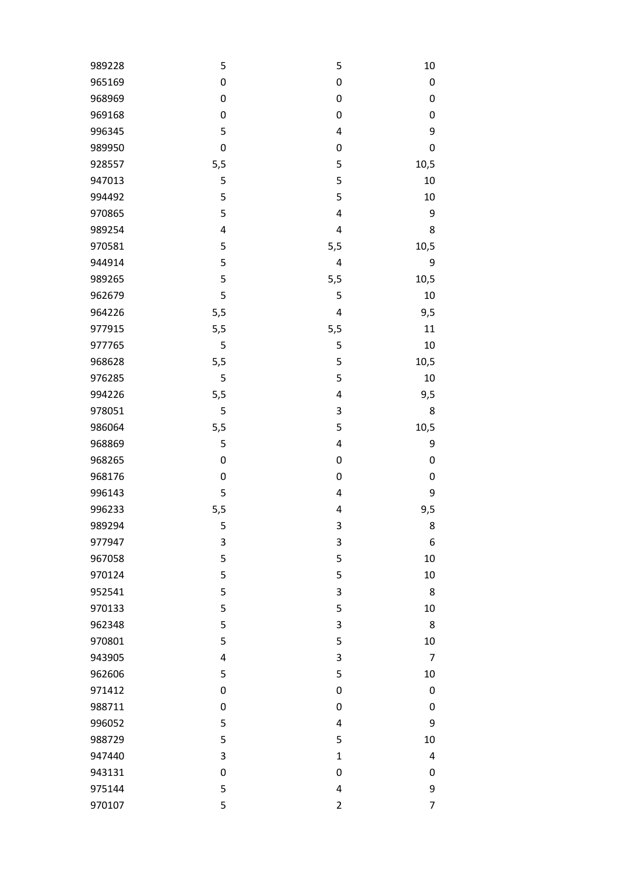| | | | |
|---|---|---|---|
| 989228 | 5 | 5 | 10 |
| 965169 | 0 | 0 | 0 |
| 968969 | 0 | 0 | 0 |
| 969168 | 0 | 0 | 0 |
| 996345 | 5 | 4 | 9 |
| 989950 | 0 | 0 | 0 |
| 928557 | 5,5 | 5 | 10,5 |
| 947013 | 5 | 5 | 10 |
| 994492 | 5 | 5 | 10 |
| 970865 | 5 | 4 | 9 |
| 989254 | 4 | 4 | 8 |
| 970581 | 5 | 5,5 | 10,5 |
| 944914 | 5 | 4 | 9 |
| 989265 | 5 | 5,5 | 10,5 |
| 962679 | 5 | 5 | 10 |
| 964226 | 5,5 | 4 | 9,5 |
| 977915 | 5,5 | 5,5 | 11 |
| 977765 | 5 | 5 | 10 |
| 968628 | 5,5 | 5 | 10,5 |
| 976285 | 5 | 5 | 10 |
| 994226 | 5,5 | 4 | 9,5 |
| 978051 | 5 | 3 | 8 |
| 986064 | 5,5 | 5 | 10,5 |
| 968869 | 5 | 4 | 9 |
| 968265 | 0 | 0 | 0 |
| 968176 | 0 | 0 | 0 |
| 996143 | 5 | 4 | 9 |
| 996233 | 5,5 | 4 | 9,5 |
| 989294 | 5 | 3 | 8 |
| 977947 | 3 | 3 | 6 |
| 967058 | 5 | 5 | 10 |
| 970124 | 5 | 5 | 10 |
| 952541 | 5 | 3 | 8 |
| 970133 | 5 | 5 | 10 |
| 962348 | 5 | 3 | 8 |
| 970801 | 5 | 5 | 10 |
| 943905 | 4 | 3 | 7 |
| 962606 | 5 | 5 | 10 |
| 971412 | 0 | 0 | 0 |
| 988711 | 0 | 0 | 0 |
| 996052 | 5 | 4 | 9 |
| 988729 | 5 | 5 | 10 |
| 947440 | 3 | 1 | 4 |
| 943131 | 0 | 0 | 0 |
| 975144 | 5 | 4 | 9 |
| 970107 | 5 | 2 | 7 |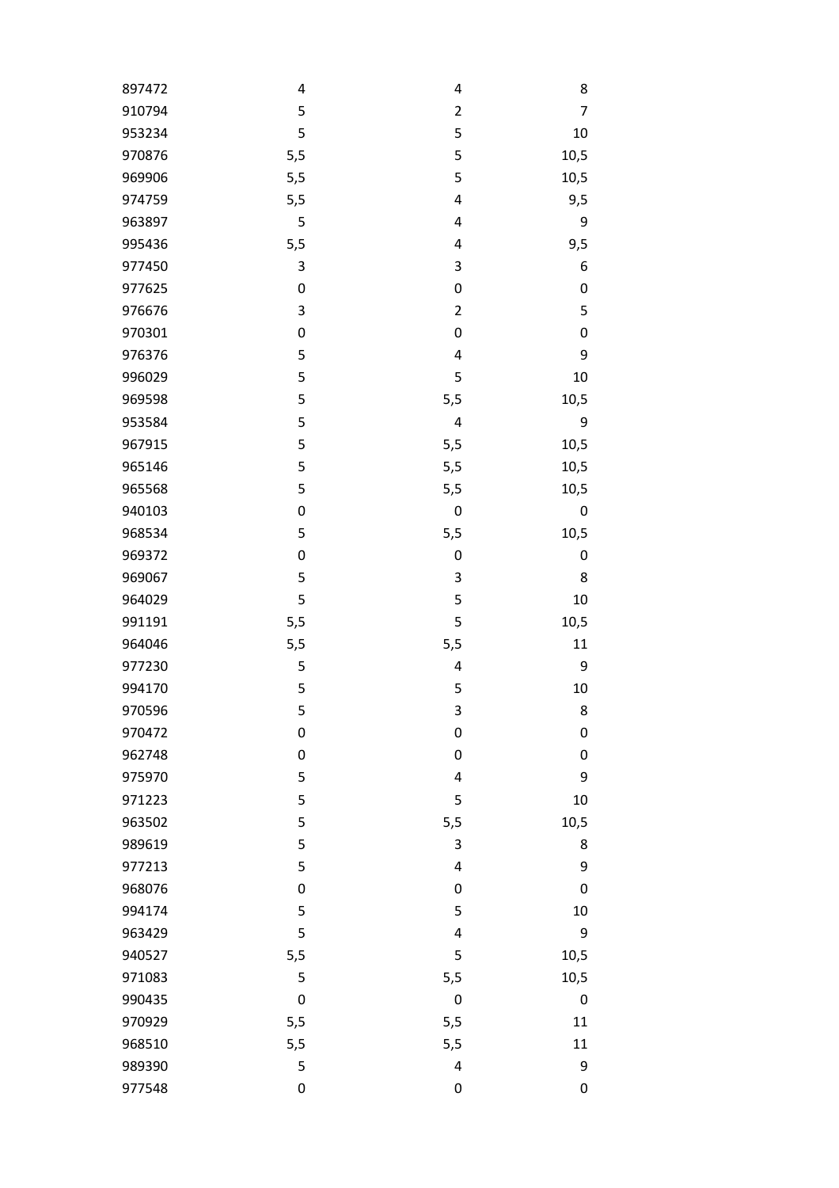| | | | |
|---|---|---|---|
| 897472 | 4 | 4 | 8 |
| 910794 | 5 | 2 | 7 |
| 953234 | 5 | 5 | 10 |
| 970876 | 5,5 | 5 | 10,5 |
| 969906 | 5,5 | 5 | 10,5 |
| 974759 | 5,5 | 4 | 9,5 |
| 963897 | 5 | 4 | 9 |
| 995436 | 5,5 | 4 | 9,5 |
| 977450 | 3 | 3 | 6 |
| 977625 | 0 | 0 | 0 |
| 976676 | 3 | 2 | 5 |
| 970301 | 0 | 0 | 0 |
| 976376 | 5 | 4 | 9 |
| 996029 | 5 | 5 | 10 |
| 969598 | 5 | 5,5 | 10,5 |
| 953584 | 5 | 4 | 9 |
| 967915 | 5 | 5,5 | 10,5 |
| 965146 | 5 | 5,5 | 10,5 |
| 965568 | 5 | 5,5 | 10,5 |
| 940103 | 0 | 0 | 0 |
| 968534 | 5 | 5,5 | 10,5 |
| 969372 | 0 | 0 | 0 |
| 969067 | 5 | 3 | 8 |
| 964029 | 5 | 5 | 10 |
| 991191 | 5,5 | 5 | 10,5 |
| 964046 | 5,5 | 5,5 | 11 |
| 977230 | 5 | 4 | 9 |
| 994170 | 5 | 5 | 10 |
| 970596 | 5 | 3 | 8 |
| 970472 | 0 | 0 | 0 |
| 962748 | 0 | 0 | 0 |
| 975970 | 5 | 4 | 9 |
| 971223 | 5 | 5 | 10 |
| 963502 | 5 | 5,5 | 10,5 |
| 989619 | 5 | 3 | 8 |
| 977213 | 5 | 4 | 9 |
| 968076 | 0 | 0 | 0 |
| 994174 | 5 | 5 | 10 |
| 963429 | 5 | 4 | 9 |
| 940527 | 5,5 | 5 | 10,5 |
| 971083 | 5 | 5,5 | 10,5 |
| 990435 | 0 | 0 | 0 |
| 970929 | 5,5 | 5,5 | 11 |
| 968510 | 5,5 | 5,5 | 11 |
| 989390 | 5 | 4 | 9 |
| 977548 | 0 | 0 | 0 |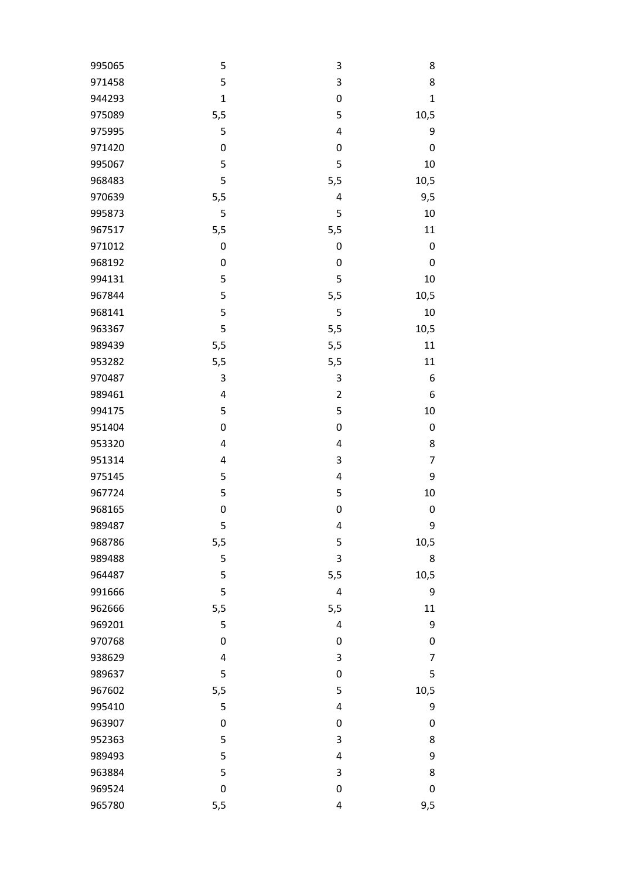| | | | |
|---|---|---|---|
| 995065 | 5 | 3 | 8 |
| 971458 | 5 | 3 | 8 |
| 944293 | 1 | 0 | 1 |
| 975089 | 5,5 | 5 | 10,5 |
| 975995 | 5 | 4 | 9 |
| 971420 | 0 | 0 | 0 |
| 995067 | 5 | 5 | 10 |
| 968483 | 5 | 5,5 | 10,5 |
| 970639 | 5,5 | 4 | 9,5 |
| 995873 | 5 | 5 | 10 |
| 967517 | 5,5 | 5,5 | 11 |
| 971012 | 0 | 0 | 0 |
| 968192 | 0 | 0 | 0 |
| 994131 | 5 | 5 | 10 |
| 967844 | 5 | 5,5 | 10,5 |
| 968141 | 5 | 5 | 10 |
| 963367 | 5 | 5,5 | 10,5 |
| 989439 | 5,5 | 5,5 | 11 |
| 953282 | 5,5 | 5,5 | 11 |
| 970487 | 3 | 3 | 6 |
| 989461 | 4 | 2 | 6 |
| 994175 | 5 | 5 | 10 |
| 951404 | 0 | 0 | 0 |
| 953320 | 4 | 4 | 8 |
| 951314 | 4 | 3 | 7 |
| 975145 | 5 | 4 | 9 |
| 967724 | 5 | 5 | 10 |
| 968165 | 0 | 0 | 0 |
| 989487 | 5 | 4 | 9 |
| 968786 | 5,5 | 5 | 10,5 |
| 989488 | 5 | 3 | 8 |
| 964487 | 5 | 5,5 | 10,5 |
| 991666 | 5 | 4 | 9 |
| 962666 | 5,5 | 5,5 | 11 |
| 969201 | 5 | 4 | 9 |
| 970768 | 0 | 0 | 0 |
| 938629 | 4 | 3 | 7 |
| 989637 | 5 | 0 | 5 |
| 967602 | 5,5 | 5 | 10,5 |
| 995410 | 5 | 4 | 9 |
| 963907 | 0 | 0 | 0 |
| 952363 | 5 | 3 | 8 |
| 989493 | 5 | 4 | 9 |
| 963884 | 5 | 3 | 8 |
| 969524 | 0 | 0 | 0 |
| 965780 | 5,5 | 4 | 9,5 |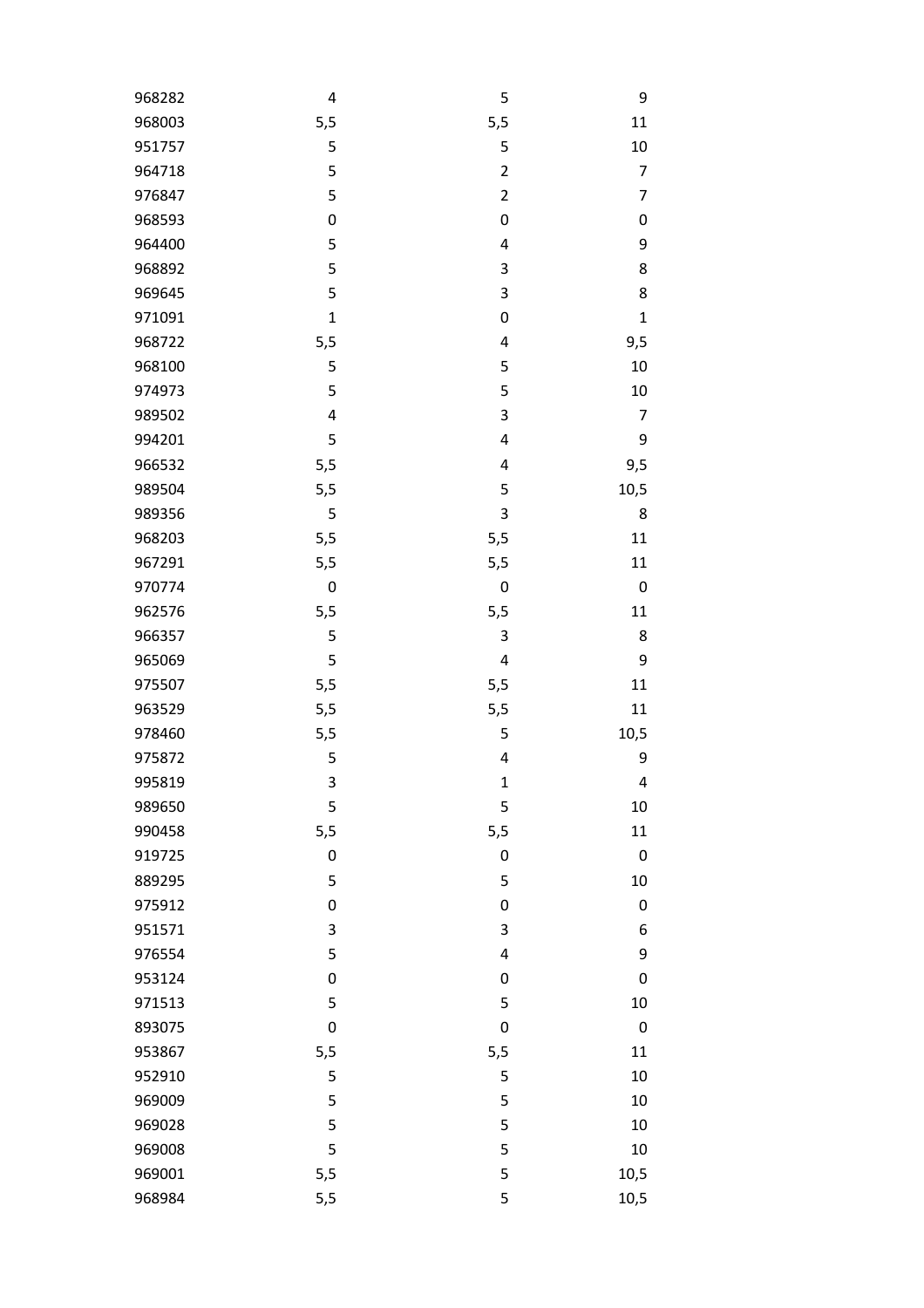| | | | |
|---|---|---|---|
| 968282 | 4 | 5 | 9 |
| 968003 | 5,5 | 5,5 | 11 |
| 951757 | 5 | 5 | 10 |
| 964718 | 5 | 2 | 7 |
| 976847 | 5 | 2 | 7 |
| 968593 | 0 | 0 | 0 |
| 964400 | 5 | 4 | 9 |
| 968892 | 5 | 3 | 8 |
| 969645 | 5 | 3 | 8 |
| 971091 | 1 | 0 | 1 |
| 968722 | 5,5 | 4 | 9,5 |
| 968100 | 5 | 5 | 10 |
| 974973 | 5 | 5 | 10 |
| 989502 | 4 | 3 | 7 |
| 994201 | 5 | 4 | 9 |
| 966532 | 5,5 | 4 | 9,5 |
| 989504 | 5,5 | 5 | 10,5 |
| 989356 | 5 | 3 | 8 |
| 968203 | 5,5 | 5,5 | 11 |
| 967291 | 5,5 | 5,5 | 11 |
| 970774 | 0 | 0 | 0 |
| 962576 | 5,5 | 5,5 | 11 |
| 966357 | 5 | 3 | 8 |
| 965069 | 5 | 4 | 9 |
| 975507 | 5,5 | 5,5 | 11 |
| 963529 | 5,5 | 5,5 | 11 |
| 978460 | 5,5 | 5 | 10,5 |
| 975872 | 5 | 4 | 9 |
| 995819 | 3 | 1 | 4 |
| 989650 | 5 | 5 | 10 |
| 990458 | 5,5 | 5,5 | 11 |
| 919725 | 0 | 0 | 0 |
| 889295 | 5 | 5 | 10 |
| 975912 | 0 | 0 | 0 |
| 951571 | 3 | 3 | 6 |
| 976554 | 5 | 4 | 9 |
| 953124 | 0 | 0 | 0 |
| 971513 | 5 | 5 | 10 |
| 893075 | 0 | 0 | 0 |
| 953867 | 5,5 | 5,5 | 11 |
| 952910 | 5 | 5 | 10 |
| 969009 | 5 | 5 | 10 |
| 969028 | 5 | 5 | 10 |
| 969008 | 5 | 5 | 10 |
| 969001 | 5,5 | 5 | 10,5 |
| 968984 | 5,5 | 5 | 10,5 |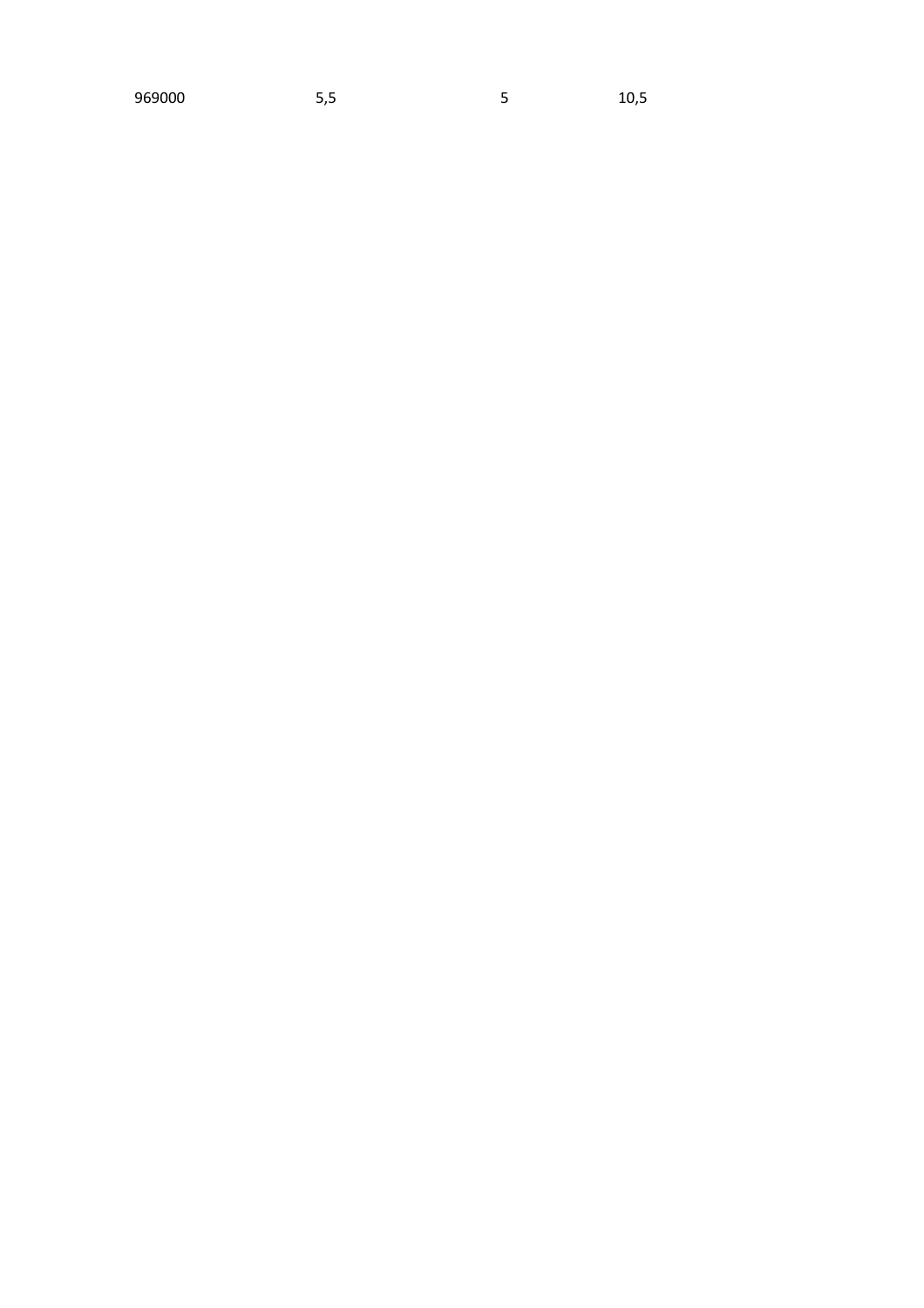| | | | |
|---|---|---|---|
| 969000 | 5,5 | 5 | 10,5 |